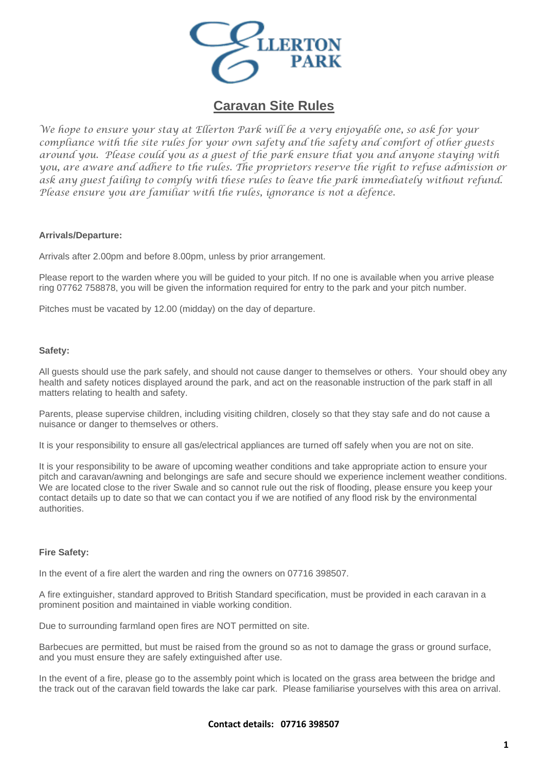# ELLERTON PARK

## Caravan Site Rules

*We hope to ensure your stay at Ellerton Park will be a very enjoyable one, so ask for your compliance with the site rules for your own safety and the safety and comfort of other guests around you. Please could you as a guest of the park ensure that you and anyone staying with you, are aware and adhere to the rules. The proprietors reserve the right to refuse admission or ask any guest failing to comply with these rules to leave the park immediately without refund. Please ensure you are familiar with the rules, ignorance is not a defence.*

### Arrivals/Departure:

Arrivals after 2.00pm and before 8.00pm, unless by prior arrangement.

Please report to the warden where you will be guided to your pitch. If no one is available when you arrive please ring 07762 758878, you will be given the information required for entry to the park and your pitch number.

Pitches must be vacated by 12.00 (midday) on the day of departure.

### Safety:

All guests should use the park safely, and should not cause danger to themselves or others. Your should obey any health and safety notices displayed around the park, and act on the reasonable instruction of the park staff in all matters relating to health and safety.

Parents, please supervise children, including visiting children, closely so that they stay safe and do not cause a nuisance or danger to themselves or others.

It is your responsibility to ensure all gas/electrical appliances are turned off safely when you are not on site.

It is your responsibility to be aware of upcoming weather conditions and take appropriate action to ensure your pitch and caravan/awning and belongings are safe and secure should we experience inclement weather conditions. We are located close to the river Swale and so cannot rule out the risk of flooding, please ensure you keep your contact details up to date so that we can contact you if we are notified of any flood risk by the environmental authorities.

### Fire Safety:

In the event of a fire alert the warden and ring the owners on 07716 398507.

A fire extinguisher, standard approved to British Standard specification, must be provided in each caravan in a prominent position and maintained in viable working condition.

Due to surrounding farmland open fires are NOT permitted on site.

Barbecues are permitted, but must be raised from the ground so as not to damage the grass or ground surface, and you must ensure they are safely extinguished after use.

In the event of a fire, please go to the assembly point which is located on the grass area between the bridge and the track out of the caravan field towards the lake car park. Please familiarise yourselves with this area on arrival.

**Contact details: 07716 398507**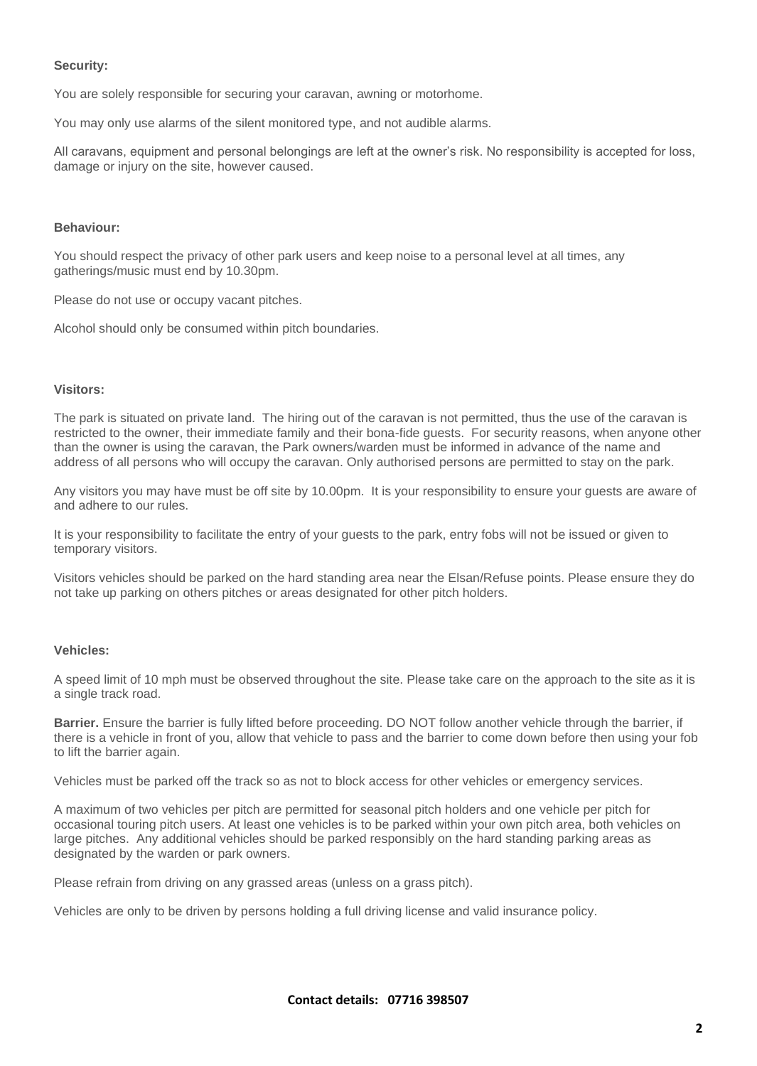**Security:**

You are solely responsible for securing your caravan, awning or motorhome.

You may only use alarms of the silent monitored type, and not audible alarms.

All caravans, equipment and personal belongings are left at the owner's risk. No responsibility is accepted for loss, damage or injury on the site, however caused.

**Behaviour:**

You should respect the privacy of other park users and keep noise to a personal level at all times, any gatherings/music must end by 10.30pm.

Please do not use or occupy vacant pitches.

Alcohol should only be consumed within pitch boundaries.

**Visitors:**

The park is situated on private land. The hiring out of the caravan is not permitted, thus the use of the caravan is restricted to the owner, their immediate family and their bona-fide guests. For security reasons, when anyone other than the owner is using the caravan, the Park owners/warden must be informed in advance of the name and address of all persons who will occupy the caravan. Only authorised persons are permitted to stay on the park.

Any visitors you may have must be off site by 10.00pm. It is your responsibility to ensure your guests are aware of and adhere to our rules.

It is your responsibility to facilitate the entry of your guests to the park, entry fobs will not be issued or given to temporary visitors.

Visitors vehicles should be parked on the hard standing area near the Elsan/Refuse points. Please ensure they do not take up parking on others pitches or areas designated for other pitch holders.

**Vehicles:**

A speed limit of 10 mph must be observed throughout the site. Please take care on the approach to the site as it is a single track road.

**Barrier.** Ensure the barrier is fully lifted before proceeding. DO NOT follow another vehicle through the barrier, if there is a vehicle in front of you, allow that vehicle to pass and the barrier to come down before then using your fob to lift the barrier again.

Vehicles must be parked off the track so as not to block access for other vehicles or emergency services.

A maximum of two vehicles per pitch are permitted for seasonal pitch holders and one vehicle per pitch for occasional touring pitch users. At least one vehicles is to be parked within your own pitch area, both vehicles on large pitches. Any additional vehicles should be parked responsibly on the hard standing parking areas as designated by the warden or park owners.

Please refrain from driving on any grassed areas (unless on a grass pitch).

Vehicles are only to be driven by persons holding a full driving license and valid insurance policy.

**Contact details: 07716 398507**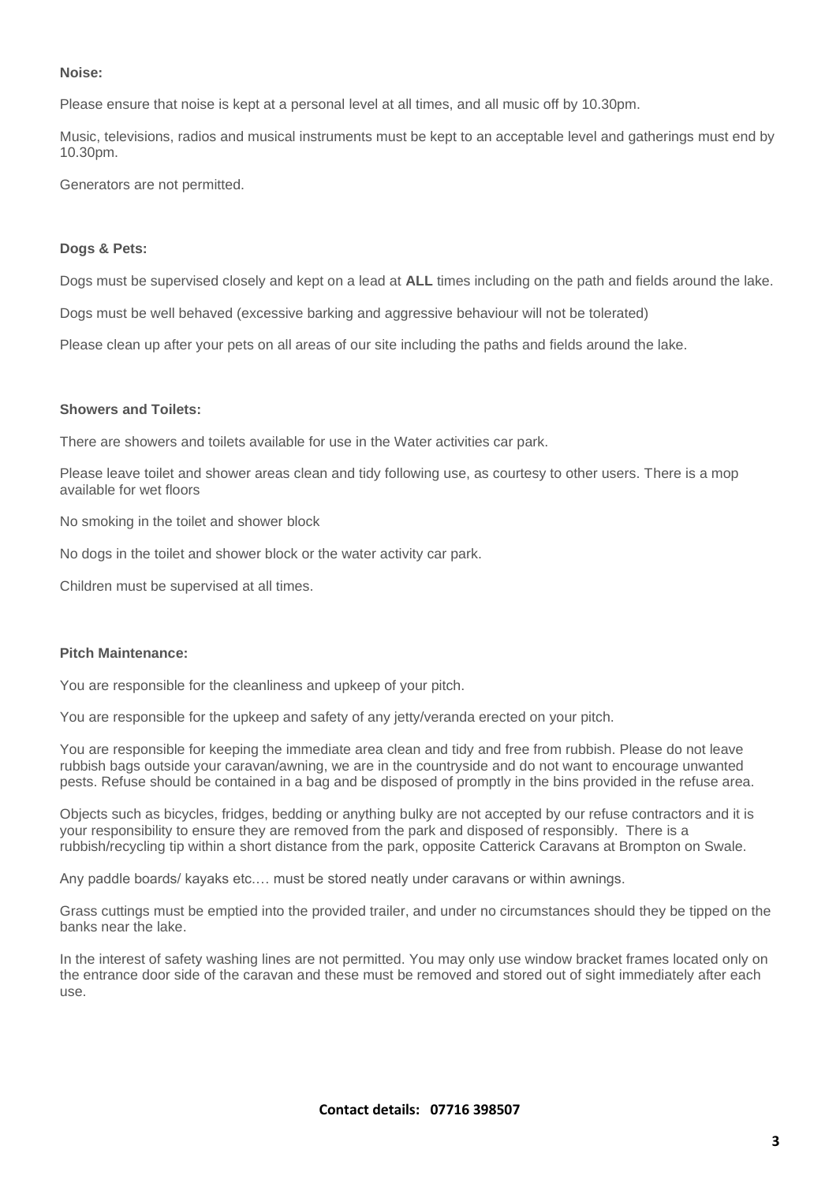**Noise:**

Please ensure that noise is kept at a personal level at all times, and all music off by 10.30pm.

Music, televisions, radios and musical instruments must be kept to an acceptable level and gatherings must end by 10.30pm.

Generators are not permitted.

**Dogs & Pets:**

Dogs must be supervised closely and kept on a lead at **ALL** times including on the path and fields around the lake.

Dogs must be well behaved (excessive barking and aggressive behaviour will not be tolerated)

Please clean up after your pets on all areas of our site including the paths and fields around the lake.

**Showers and Toilets:**

There are showers and toilets available for use in the Water activities car park.

Please leave toilet and shower areas clean and tidy following use, as courtesy to other users. There is a mop available for wet floors

No smoking in the toilet and shower block

No dogs in the toilet and shower block or the water activity car park.

Children must be supervised at all times.

**Pitch Maintenance:**

You are responsible for the cleanliness and upkeep of your pitch.

You are responsible for the upkeep and safety of any jetty/veranda erected on your pitch.

You are responsible for keeping the immediate area clean and tidy and free from rubbish. Please do not leave rubbish bags outside your caravan/awning, we are in the countryside and do not want to encourage unwanted pests. Refuse should be contained in a bag and be disposed of promptly in the bins provided in the refuse area.

Objects such as bicycles, fridges, bedding or anything bulky are not accepted by our refuse contractors and it is your responsibility to ensure they are removed from the park and disposed of responsibly. There is a rubbish/recycling tip within a short distance from the park, opposite Catterick Caravans at Brompton on Swale.

Any paddle boards/ kayaks etc.… must be stored neatly under caravans or within awnings.

Grass cuttings must be emptied into the provided trailer, and under no circumstances should they be tipped on the banks near the lake.

In the interest of safety washing lines are not permitted. You may only use window bracket frames located only on the entrance door side of the caravan and these must be removed and stored out of sight immediately after each use.

**Contact details: 07716 398507**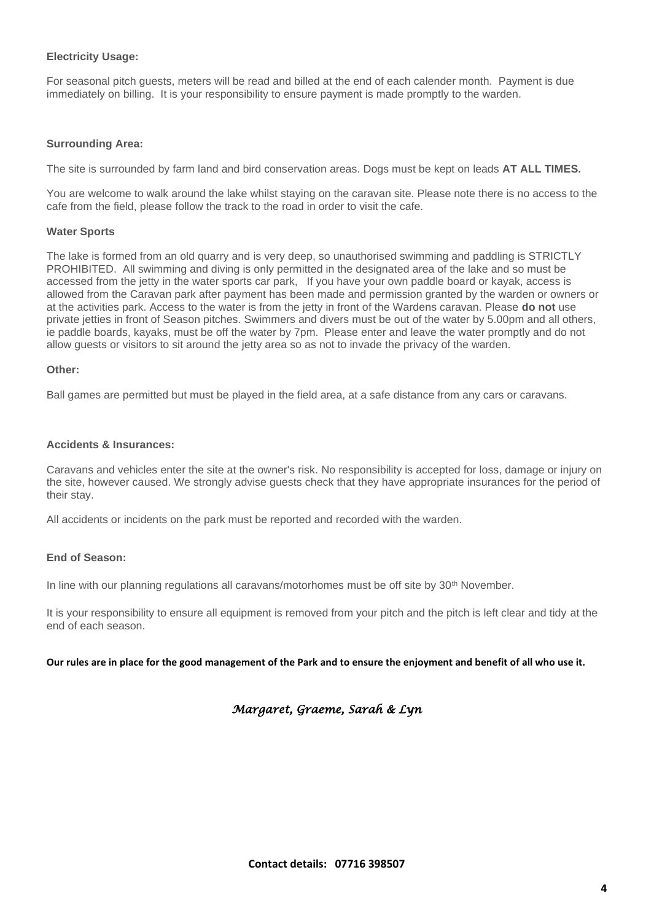**Electricity Usage:**

For seasonal pitch guests, meters will be read and billed at the end of each calender month. Payment is due immediately on billing. It is your responsibility to ensure payment is made promptly to the warden.

**Surrounding Area:**

The site is surrounded by farm land and bird conservation areas. Dogs must be kept on leads **AT ALL TIMES.**

You are welcome to walk around the lake whilst staying on the caravan site. Please note there is no access to the cafe from the field, please follow the track to the road in order to visit the cafe.

**Water Sports**

The lake is formed from an old quarry and is very deep, so unauthorised swimming and paddling is STRICTLY PROHIBITED. All swimming and diving is only permitted in the designated area of the lake and so must be accessed from the jetty in the water sports car park, If you have your own paddle board or kayak, access is allowed from the Caravan park after payment has been made and permission granted by the warden or owners or at the activities park. Access to the water is from the jetty in front of the Wardens caravan. Please **do not** use private jetties in front of Season pitches. Swimmers and divers must be out of the water by 5.00pm and all others, ie paddle boards, kayaks, must be off the water by 7pm. Please enter and leave the water promptly and do not allow guests or visitors to sit around the jetty area so as not to invade the privacy of the warden.

**Other:**

Ball games are permitted but must be played in the field area, at a safe distance from any cars or caravans.

**Accidents & Insurances:**

Caravans and vehicles enter the site at the owner's risk. No responsibility is accepted for loss, damage or injury on the site, however caused. We strongly advise guests check that they have appropriate insurances for the period of their stay.

All accidents or incidents on the park must be reported and recorded with the warden.

**End of Season:**

In line with our planning regulations all caravans/motorhomes must be off site by 30th November.

It is your responsibility to ensure all equipment is removed from your pitch and the pitch is left clear and tidy at the end of each season.

**Our rules are in place for the good management of the Park and to ensure the enjoyment and benefit of all who use it.**

*Margaret, Graeme, Sarah & Lyn*

**Contact details: 07716 398507**